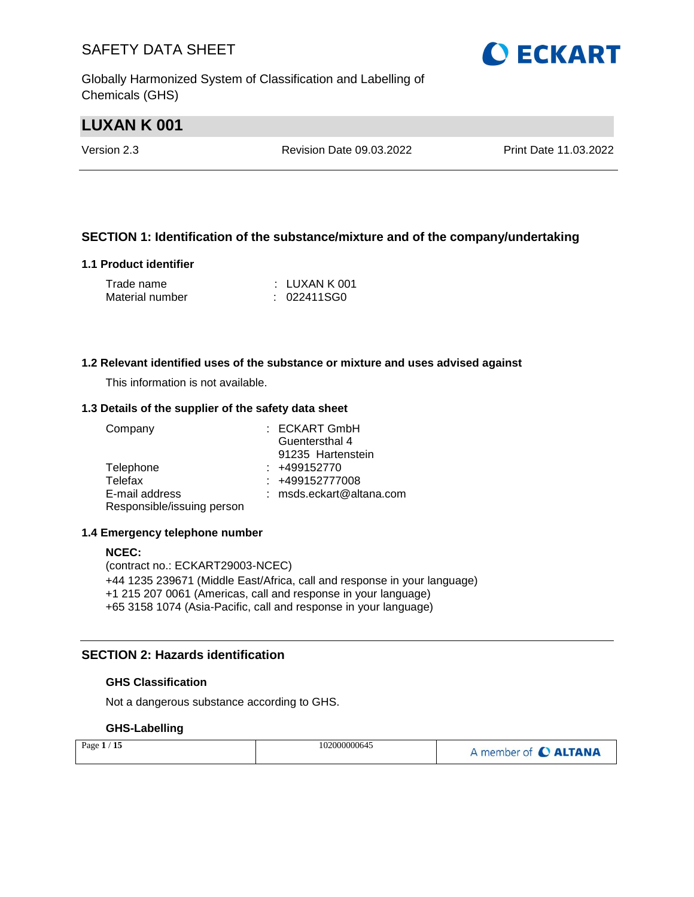# LUXAN K 001

Version 2.3 | Revision Date 09.03.2022 | Print Date 11.03.2022

## SECTION 1: Identification of the substance/mixture and of the company/undertaking

### 1.1 Product identifier

| | |
|---|---|
| Trade name | : LUXAN K 001 |
| Material number | : 022411SG0 |

### 1.2 Relevant identified uses of the substance or mixture and uses advised against

This information is not available.

### 1.3 Details of the supplier of the safety data sheet

| | |
|---|---|
| Company | : ECKART GmbH<br>Guentersthal 4<br>91235 Hartenstein |
| Telephone | : +499152770 |
| Telefax | : +499152777008 |
| E-mail address | : msds.eckart@altana.com |
| Responsible/issuing person | |

### 1.4 Emergency telephone number

**NCEC:**
(contract no.: ECKART29003-NCEC)
+44 1235 239671 (Middle East/Africa, call and response in your language)
+1 215 207 0061 (Americas, call and response in your language)
+65 3158 1074 (Asia-Pacific, call and response in your language)

## SECTION 2: Hazards identification

### GHS Classification

Not a dangerous substance according to GHS.

### GHS-Labelling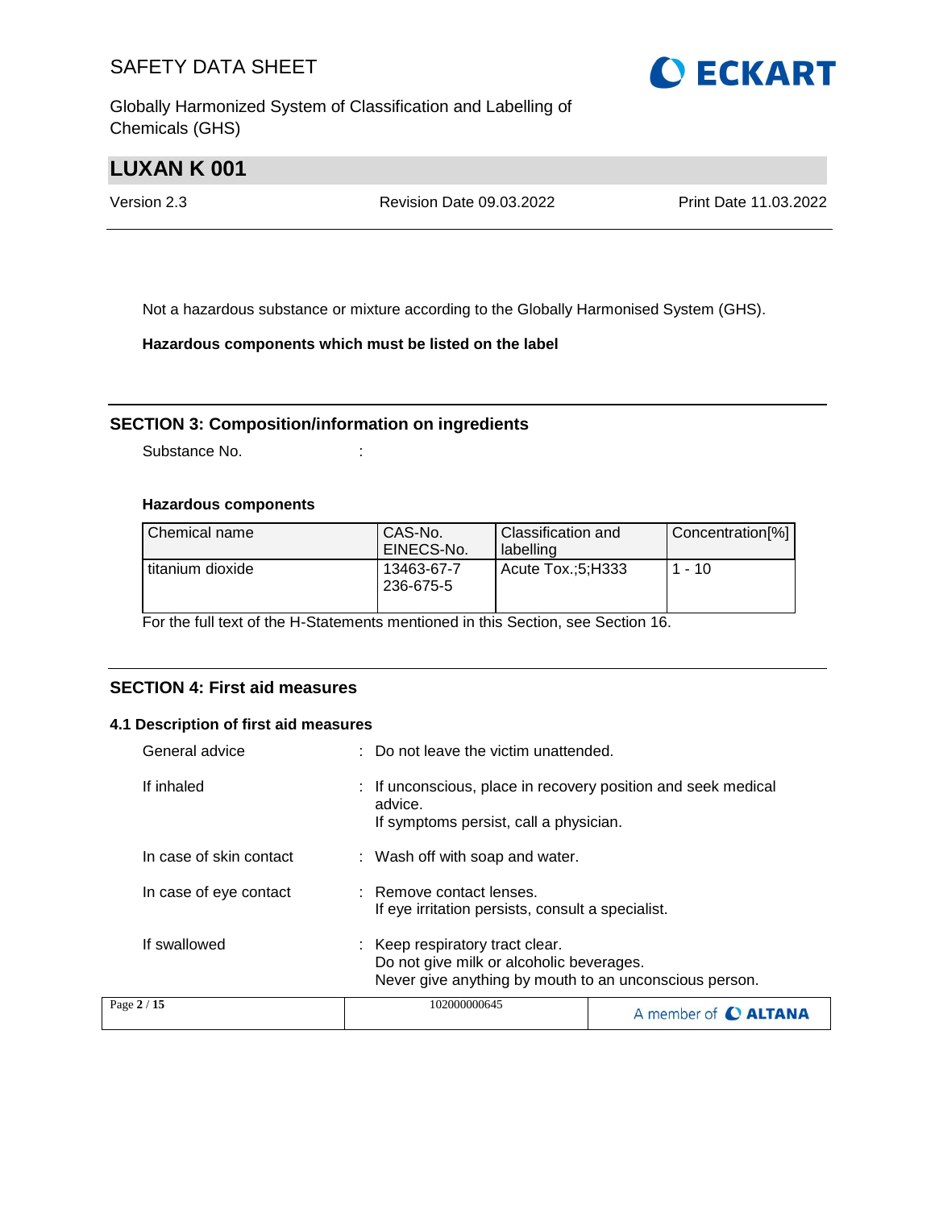Not a hazardous substance or mixture according to the Globally Harmonised System (GHS).

**Hazardous components which must be listed on the label**

## SECTION 3: Composition/information on ingredients

Substance No. :

**Hazardous components**

| Chemical name | CAS-No.<br>EINECS-No. | Classification and labelling | Concentration[%] |
|---|---|---|---|
| titanium dioxide | 13463-67-7<br>236-675-5 | Acute Tox.;5;H333 | 1 - 10 |

For the full text of the H-Statements mentioned in this Section, see Section 16.

## SECTION 4: First aid measures

### 4.1 Description of first aid measures

General advice : Do not leave the victim unattended.

If inhaled : If unconscious, place in recovery position and seek medical advice.
If symptoms persist, call a physician.

In case of skin contact : Wash off with soap and water.

In case of eye contact : Remove contact lenses.
If eye irritation persists, consult a specialist.

If swallowed : Keep respiratory tract clear.
Do not give milk or alcoholic beverages.
Never give anything by mouth to an unconscious person.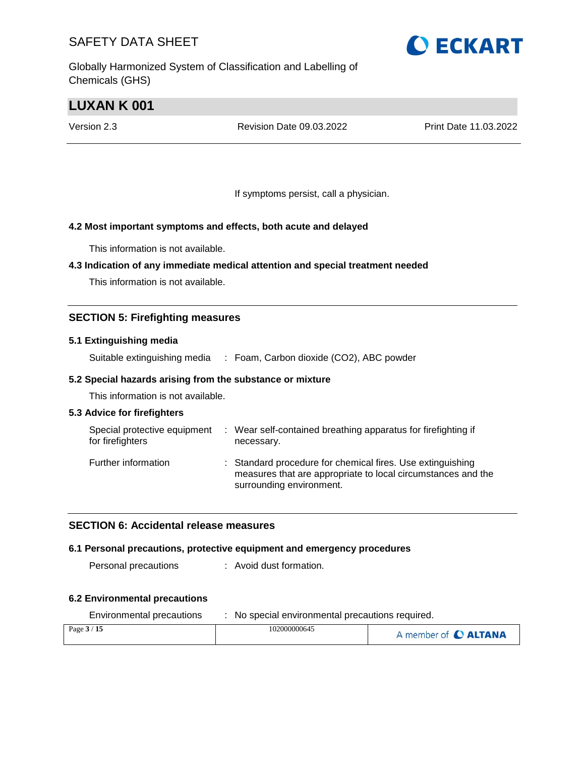If symptoms persist, call a physician.

### 4.2 Most important symptoms and effects, both acute and delayed

This information is not available.

### 4.3 Indication of any immediate medical attention and special treatment needed

This information is not available.

## SECTION 5: Firefighting measures

### 5.1 Extinguishing media

Suitable extinguishing media : Foam, Carbon dioxide ($CO_2$), ABC powder

### 5.2 Special hazards arising from the substance or mixture

This information is not available.

### 5.3 Advice for firefighters

Special protective equipment for firefighters : Wear self-contained breathing apparatus for firefighting if necessary.

Further information : Standard procedure for chemical fires. Use extinguishing measures that are appropriate to local circumstances and the surrounding environment.

## SECTION 6: Accidental release measures

### 6.1 Personal precautions, protective equipment and emergency procedures

Personal precautions : Avoid dust formation.

### 6.2 Environmental precautions

Environmental precautions : No special environmental precautions required.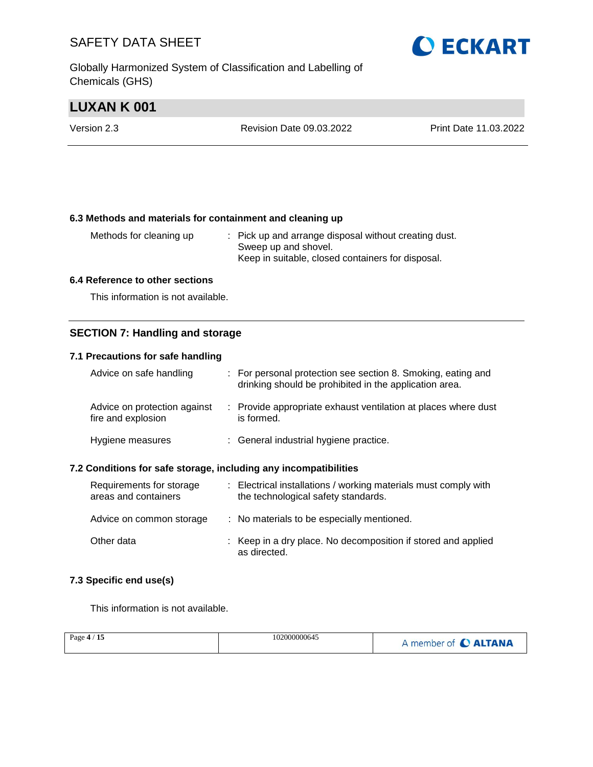### 6.3 Methods and materials for containment and cleaning up

| | |
|---|---|
| Methods for cleaning up | : Pick up and arrange disposal without creating dust. Sweep up and shovel. Keep in suitable, closed containers for disposal. |

### 6.4 Reference to other sections

This information is not available.

## SECTION 7: Handling and storage

### 7.1 Precautions for safe handling

| | |
|---|---|
| Advice on safe handling | : For personal protection see section 8. Smoking, eating and drinking should be prohibited in the application area. |
| Advice on protection against fire and explosion | : Provide appropriate exhaust ventilation at places where dust is formed. |
| Hygiene measures | : General industrial hygiene practice. |

### 7.2 Conditions for safe storage, including any incompatibilities

| | |
|---|---|
| Requirements for storage areas and containers | : Electrical installations / working materials must comply with the technological safety standards. |
| Advice on common storage | : No materials to be especially mentioned. |
| Other data | : Keep in a dry place. No decomposition if stored and applied as directed. |

### 7.3 Specific end use(s)

This information is not available.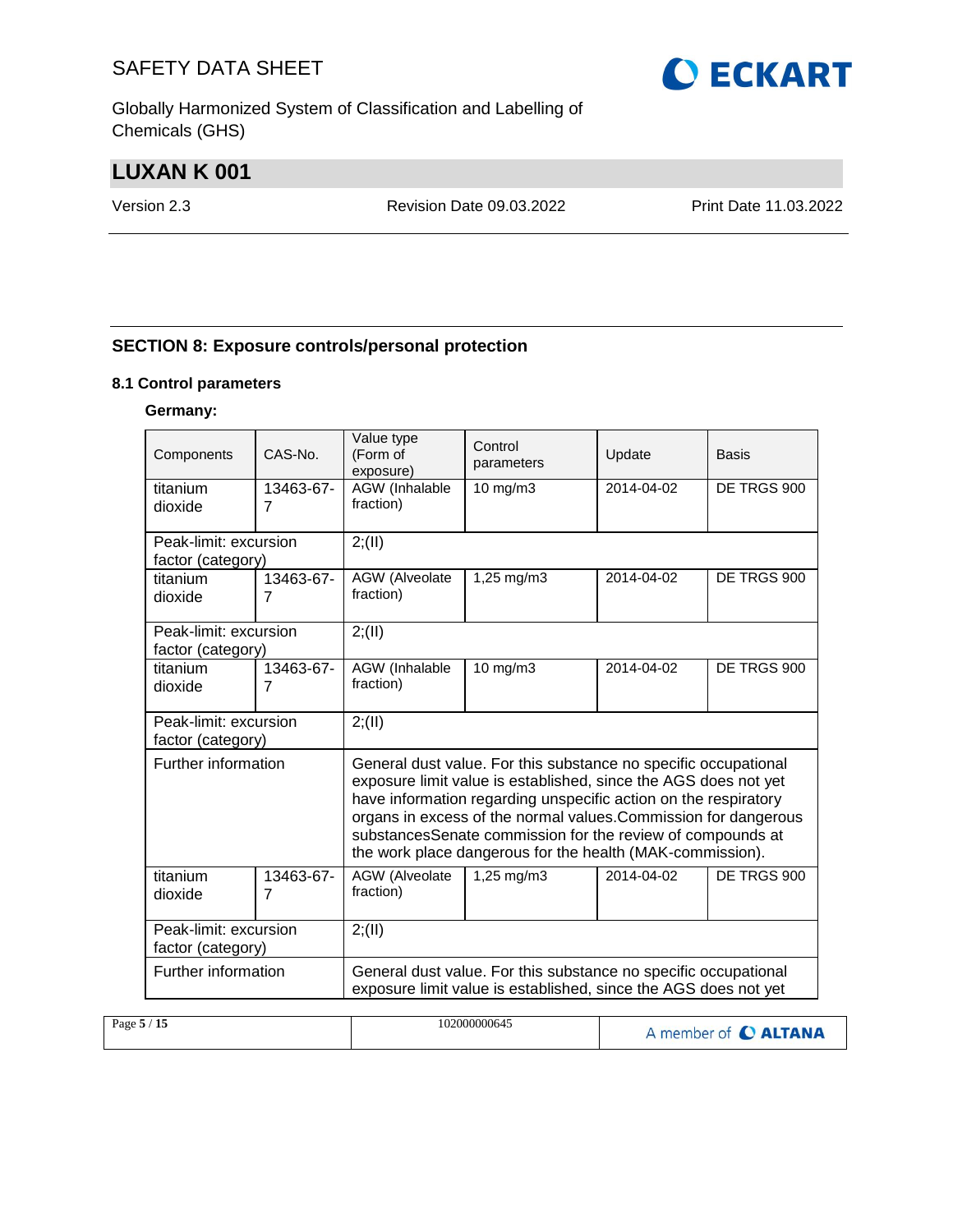## SECTION 8: Exposure controls/personal protection

### 8.1 Control parameters

**Germany:**

| Components | CAS-No. | Value type (Form of exposure) | Control parameters | Update | Basis |
|---|---|---|---|---|---|
| titanium dioxide | 13463-67-7 | AGW (Inhalable fraction) | 10 mg/m3 | 2014-04-02 | DE TRGS 900 |
| Peak-limit: excursion factor (category) | | 2;(II) | | | |
| titanium dioxide | 13463-67-7 | AGW (Alveolate fraction) | 1,25 mg/m3 | 2014-04-02 | DE TRGS 900 |
| Peak-limit: excursion factor (category) | | 2;(II) | | | |
| titanium dioxide | 13463-67-7 | AGW (Inhalable fraction) | 10 mg/m3 | 2014-04-02 | DE TRGS 900 |
| Peak-limit: excursion factor (category) | | 2;(II) | | | |
| Further information | | General dust value. For this substance no specific occupational exposure limit value is established, since the AGS does not yet have information regarding unspecific action on the respiratory organs in excess of the normal values.Commission for dangerous substancesSenate commission for the review of compounds at the work place dangerous for the health (MAK-commission). | | | |
| titanium dioxide | 13463-67-7 | AGW (Alveolate fraction) | 1,25 mg/m3 | 2014-04-02 | DE TRGS 900 |
| Peak-limit: excursion factor (category) | | 2;(II) | | | |
| Further information | | General dust value. For this substance no specific occupational exposure limit value is established, since the AGS does not yet | | | |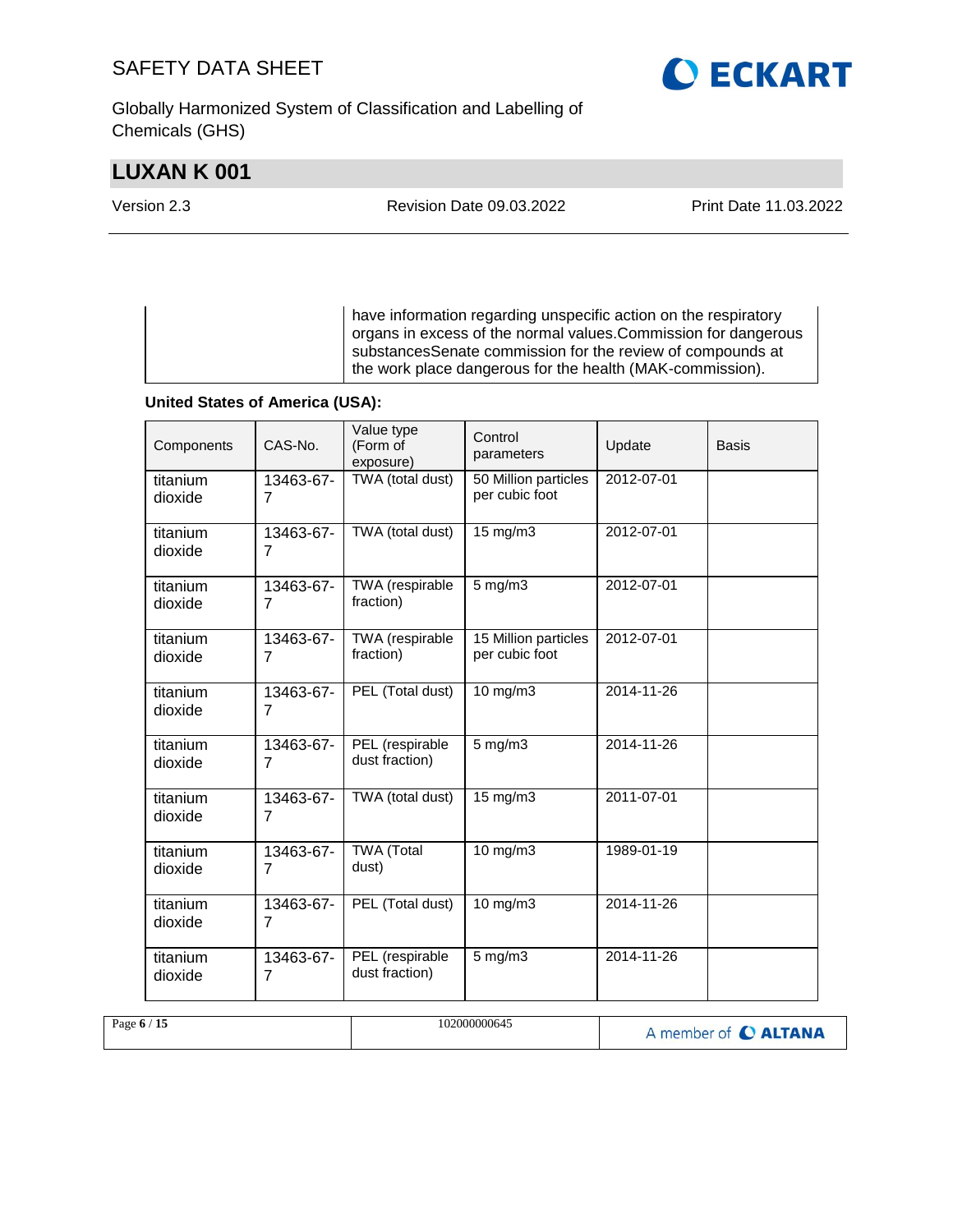| | have information regarding unspecific action on the respiratory organs in excess of the normal values.Commission for dangerous substancesSenate commission for the review of compounds at the work place dangerous for the health (MAK-commission). |
|---|---|

**United States of America (USA):**

| Components | CAS-No. | Value type (Form of exposure) | Control parameters | Update | Basis |
|---|---|---|---|---|---|
| titanium dioxide | 13463-67-7 | TWA (total dust) | 50 Million particles per cubic foot | 2012-07-01 | |
| titanium dioxide | 13463-67-7 | TWA (total dust) | 15 mg/m3 | 2012-07-01 | |
| titanium dioxide | 13463-67-7 | TWA (respirable fraction) | 5 mg/m3 | 2012-07-01 | |
| titanium dioxide | 13463-67-7 | TWA (respirable fraction) | 15 Million particles per cubic foot | 2012-07-01 | |
| titanium dioxide | 13463-67-7 | PEL (Total dust) | 10 mg/m3 | 2014-11-26 | |
| titanium dioxide | 13463-67-7 | PEL (respirable dust fraction) | 5 mg/m3 | 2014-11-26 | |
| titanium dioxide | 13463-67-7 | TWA (total dust) | 15 mg/m3 | 2011-07-01 | |
| titanium dioxide | 13463-67-7 | TWA (Total dust) | 10 mg/m3 | 1989-01-19 | |
| titanium dioxide | 13463-67-7 | PEL (Total dust) | 10 mg/m3 | 2014-11-26 | |
| titanium dioxide | 13463-67-7 | PEL (respirable dust fraction) | 5 mg/m3 | 2014-11-26 | |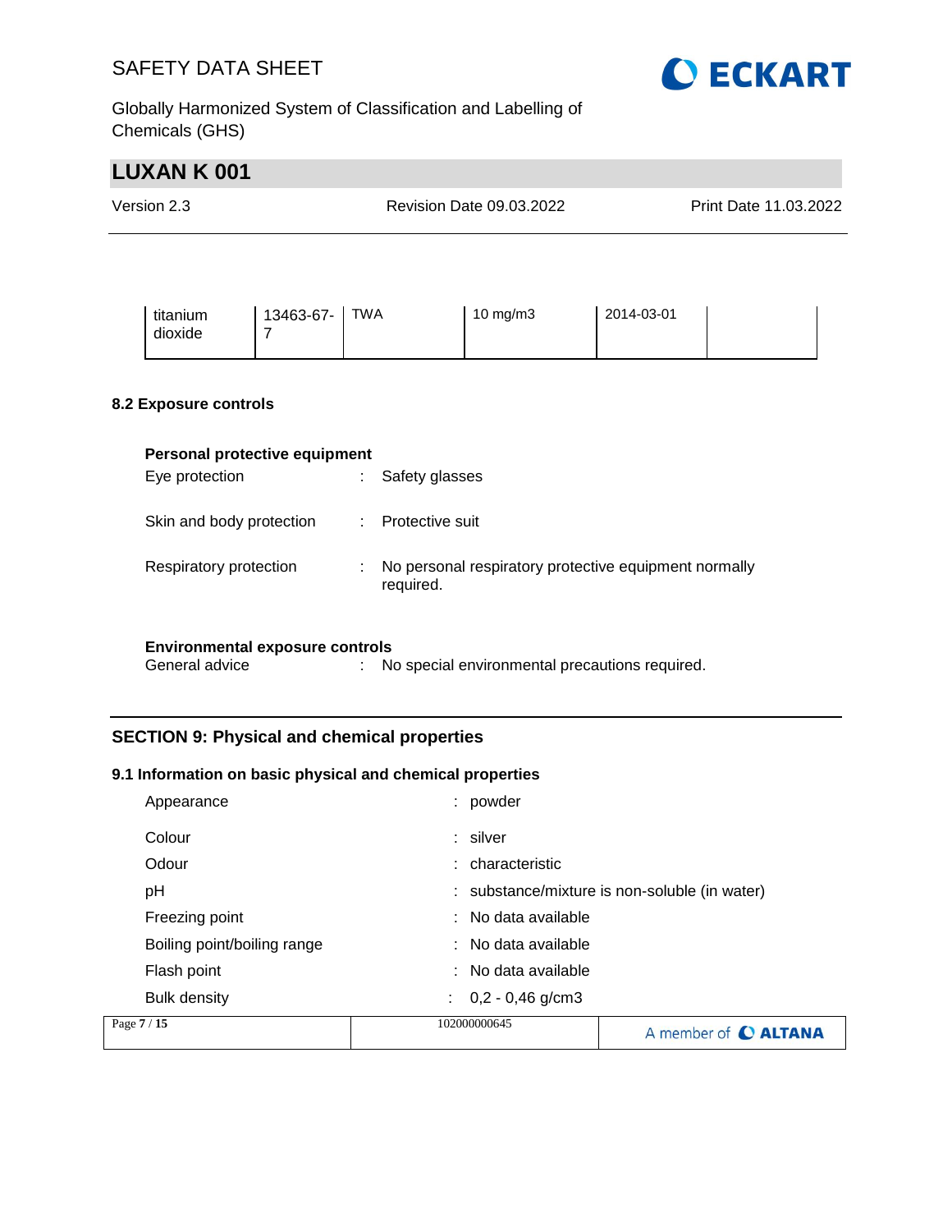| titanium dioxide | 13463-67-7 | TWA | 10 mg/m3 | 2014-03-01 | |
|---|---|---|---|---|---|

### 8.2 Exposure controls

**Personal protective equipment**

Eye protection : Safety glasses

Skin and body protection : Protective suit

Respiratory protection : No personal respiratory protective equipment normally required.

**Environmental exposure controls**

General advice : No special environmental precautions required.

## SECTION 9: Physical and chemical properties

### 9.1 Information on basic physical and chemical properties

Appearance : powder

Colour : silver

Odour : characteristic

pH : substance/mixture is non-soluble (in water)

Freezing point : No data available

Boiling point/boiling range : No data available

Flash point : No data available

Bulk density : 0,2 - 0,46 g/cm3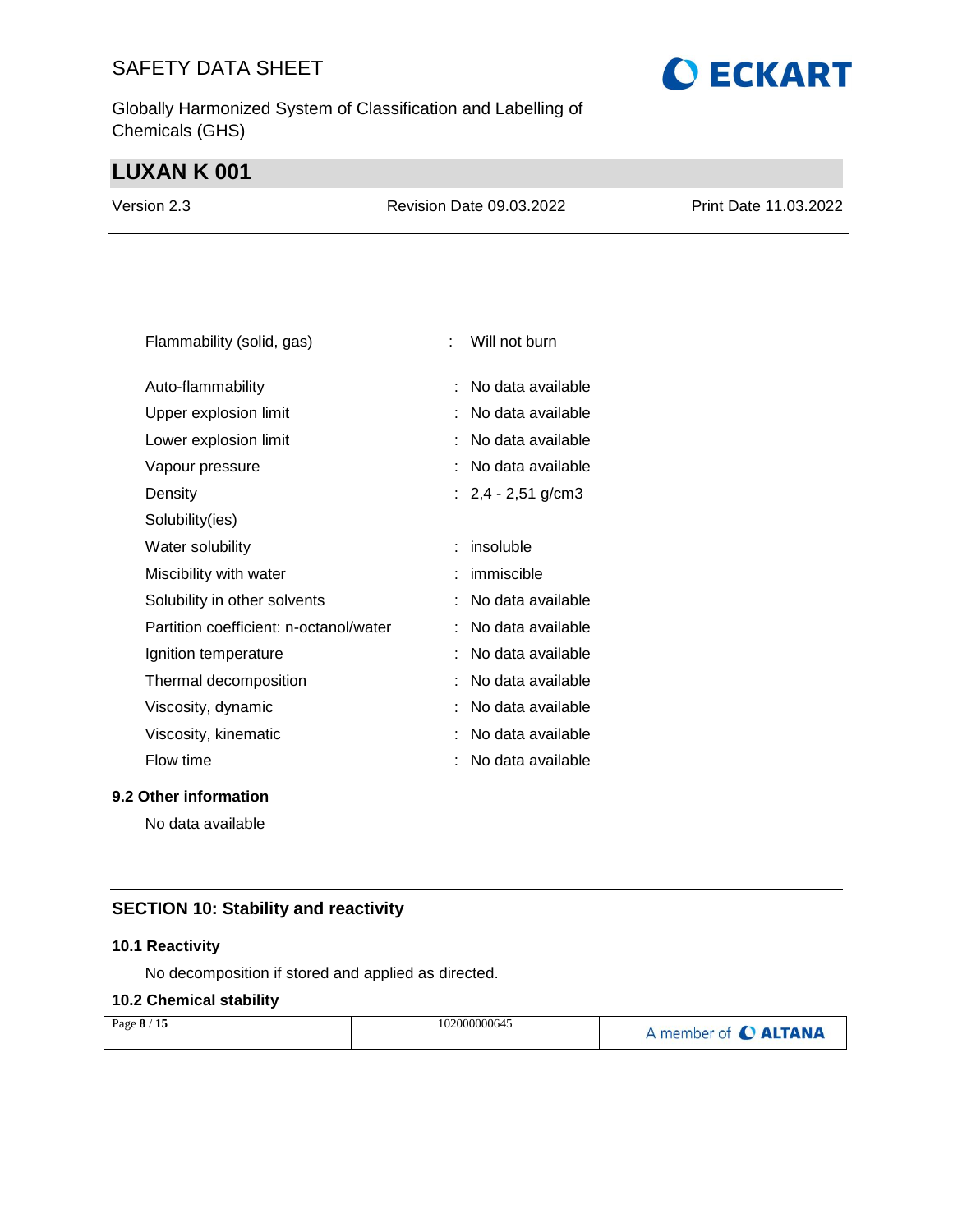| | | |
|---|---|---|
| Flammability (solid, gas) | : | Will not burn |
| Auto-flammability | : | No data available |
| Upper explosion limit | : | No data available |
| Lower explosion limit | : | No data available |
| Vapour pressure | : | No data available |
| Density | : | 2,4 - 2,51 g/cm3 |
| Solubility(ies) | | |
| Water solubility | : | insoluble |
| Miscibility with water | : | immiscible |
| Solubility in other solvents | : | No data available |
| Partition coefficient: n-octanol/water | : | No data available |
| Ignition temperature | : | No data available |
| Thermal decomposition | : | No data available |
| Viscosity, dynamic | : | No data available |
| Viscosity, kinematic | : | No data available |
| Flow time | : | No data available |

### 9.2 Other information

No data available

## SECTION 10: Stability and reactivity

### 10.1 Reactivity

No decomposition if stored and applied as directed.

### 10.2 Chemical stability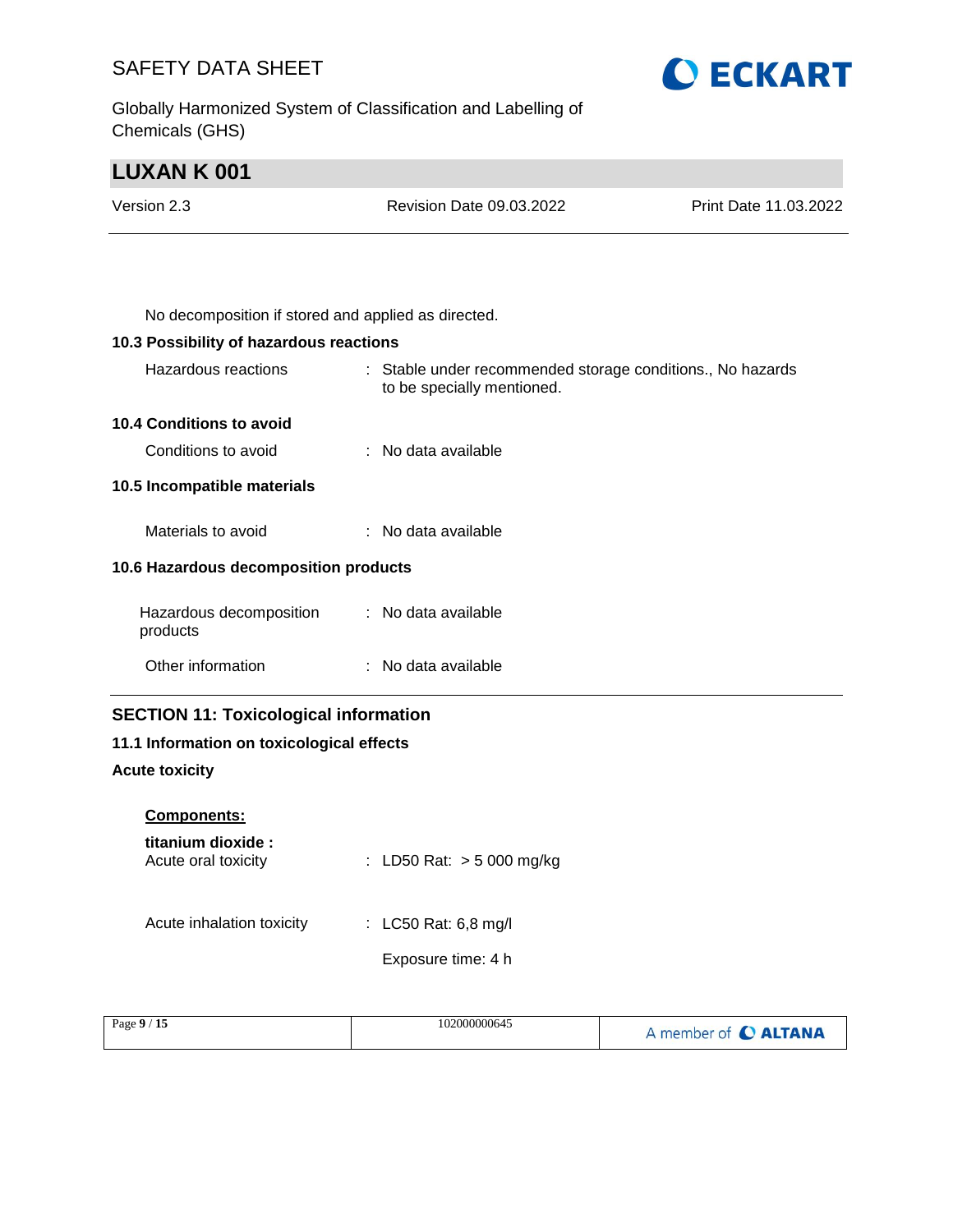No decomposition if stored and applied as directed.

**10.3 Possibility of hazardous reactions**

| | |
|---|---|
| Hazardous reactions | : Stable under recommended storage conditions., No hazards to be specially mentioned. |

**10.4 Conditions to avoid**

| | |
|---|---|
| Conditions to avoid | : No data available |

**10.5 Incompatible materials**

| | |
|---|---|
| Materials to avoid | : No data available |

**10.6 Hazardous decomposition products**

| | |
|---|---|
| Hazardous decomposition products | : No data available |
| Other information | : No data available |

## SECTION 11: Toxicological information

**11.1 Information on toxicological effects**

**Acute toxicity**

**Components:**

**titanium dioxide :**

| | |
|---|---|
| Acute oral toxicity | : LD50 Rat: > 5 000 mg/kg |
| Acute inhalation toxicity | : LC50 Rat: 6,8 mg/l<br>Exposure time: 4 h |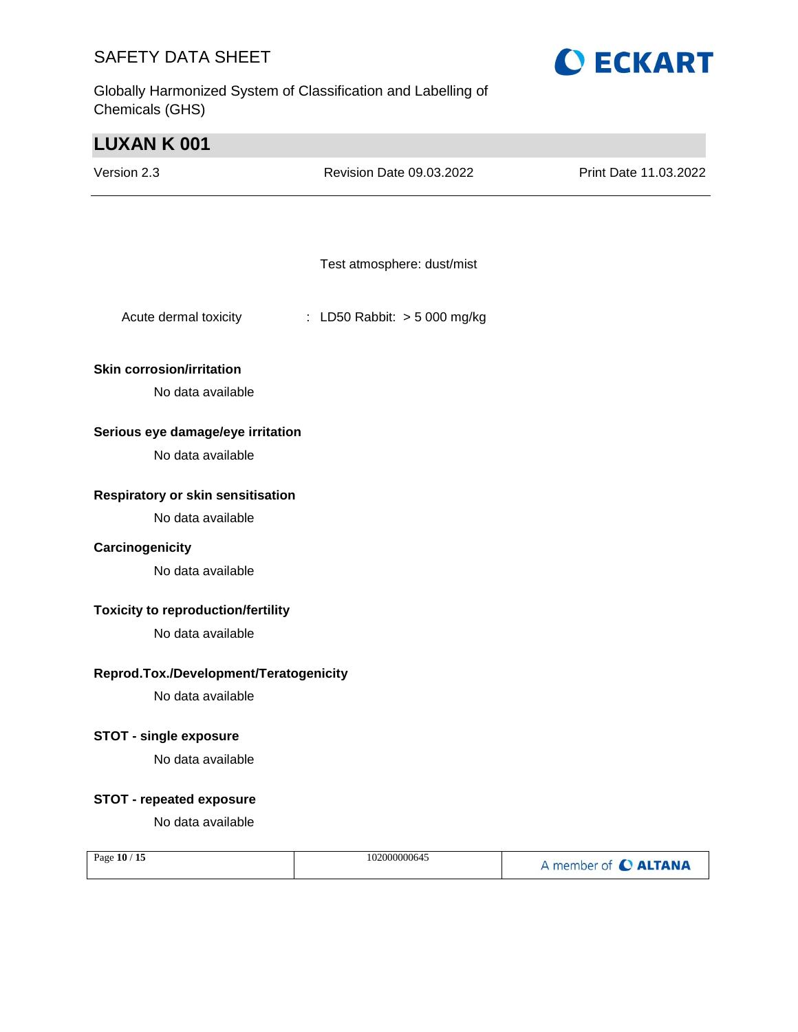Test atmosphere: dust/mist

Acute dermal toxicity : LD50 Rabbit: > 5 000 mg/kg

**Skin corrosion/irritation**

No data available

**Serious eye damage/eye irritation**

No data available

**Respiratory or skin sensitisation**

No data available

**Carcinogenicity**

No data available

**Toxicity to reproduction/fertility**

No data available

**Reprod.Tox./Development/Teratogenicity**

No data available

**STOT - single exposure**

No data available

**STOT - repeated exposure**

No data available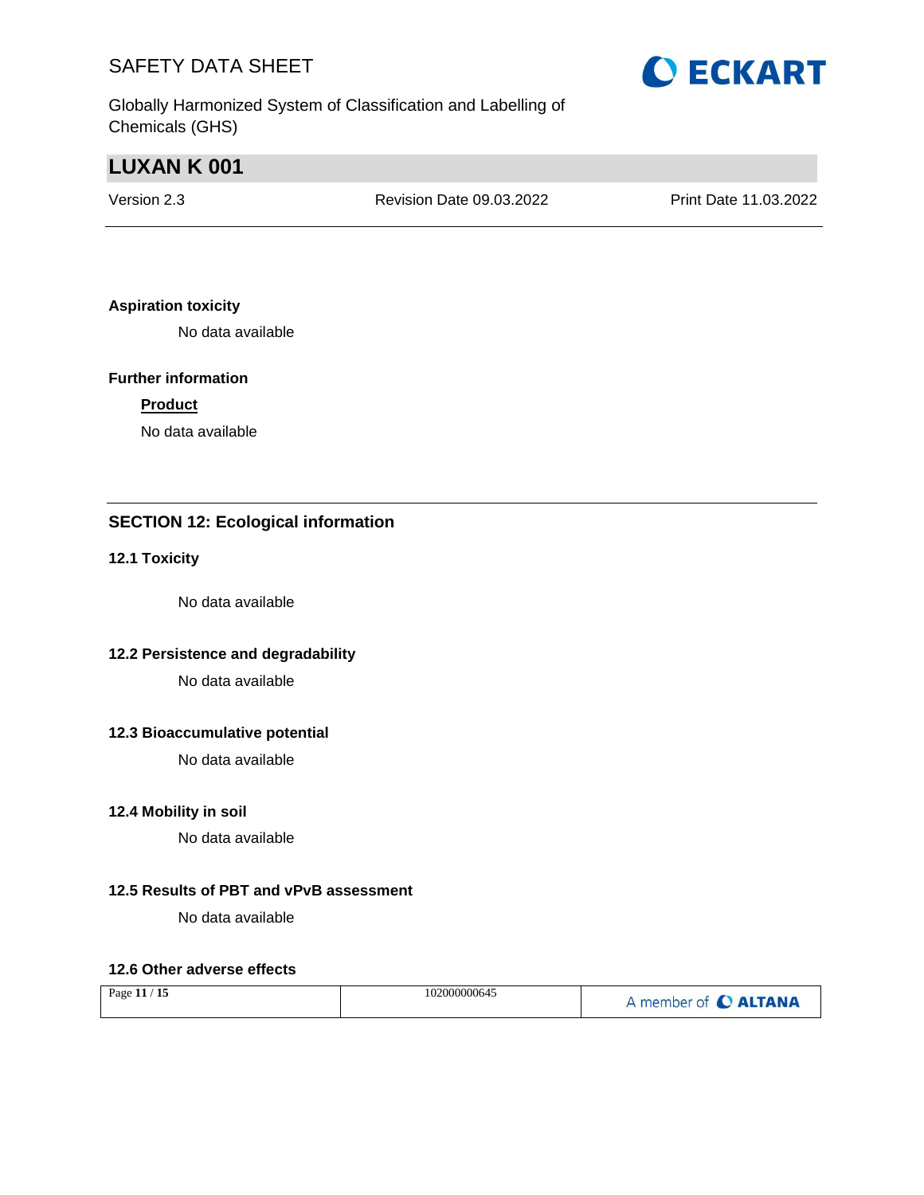**Aspiration toxicity**

No data available

**Further information**

**Product**

No data available

## SECTION 12: Ecological information

### 12.1 Toxicity

No data available

### 12.2 Persistence and degradability

No data available

### 12.3 Bioaccumulative potential

No data available

### 12.4 Mobility in soil

No data available

### 12.5 Results of PBT and vPvB assessment

No data available

### 12.6 Other adverse effects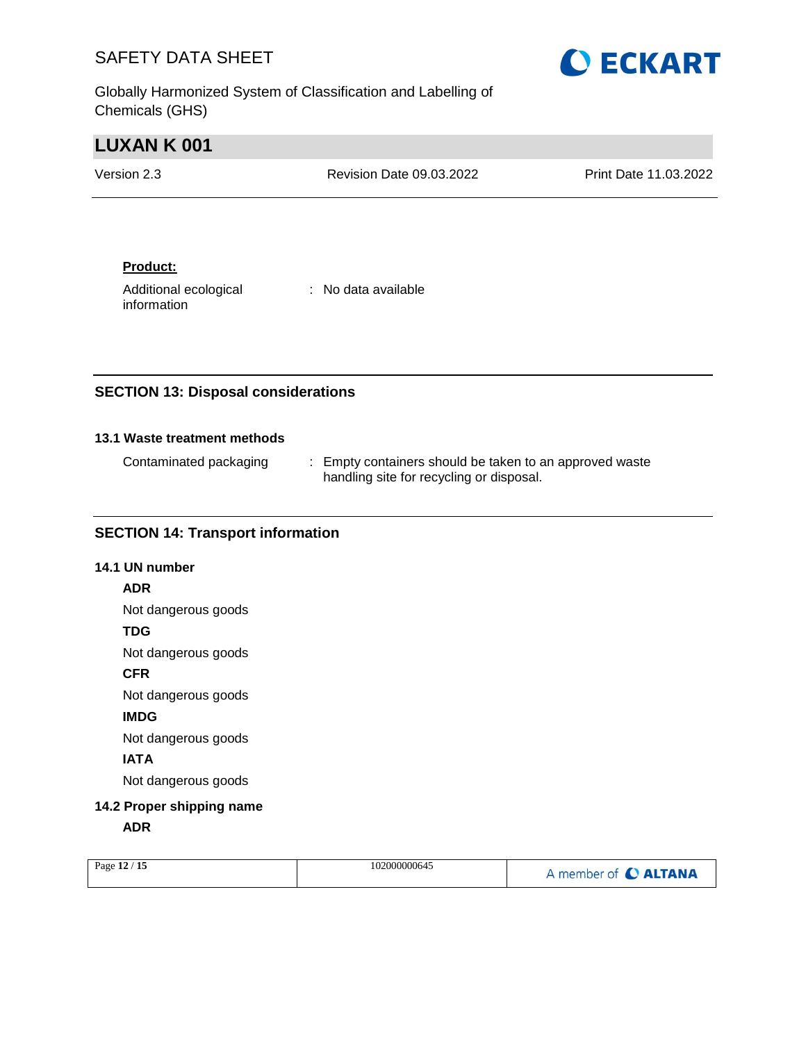**Product:**

| | |
|---|---|
| Additional ecological information | : No data available |

## SECTION 13: Disposal considerations

### 13.1 Waste treatment methods

| | |
|---|---|
| Contaminated packaging | : Empty containers should be taken to an approved waste handling site for recycling or disposal. |

## SECTION 14: Transport information

### 14.1 UN number

**ADR**

Not dangerous goods

**TDG**

Not dangerous goods

**CFR**

Not dangerous goods

**IMDG**

Not dangerous goods

**IATA**

Not dangerous goods

### 14.2 Proper shipping name

**ADR**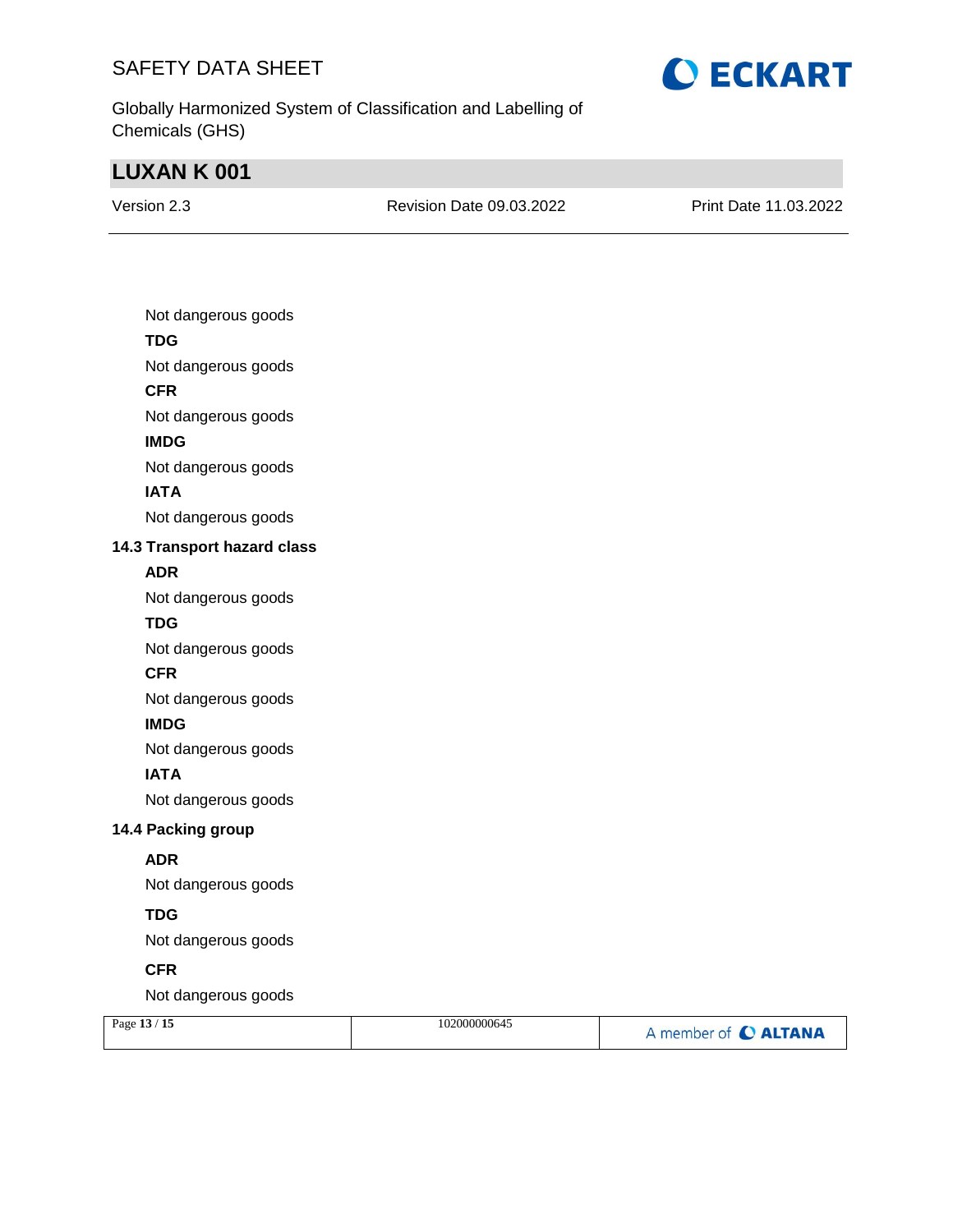Not dangerous goods

**TDG**

Not dangerous goods

**CFR**

Not dangerous goods

**IMDG**

Not dangerous goods

**IATA**

Not dangerous goods

### 14.3 Transport hazard class

**ADR**

Not dangerous goods

**TDG**

Not dangerous goods

**CFR**

Not dangerous goods

**IMDG**

Not dangerous goods

**IATA**

Not dangerous goods

### 14.4 Packing group

**ADR**

Not dangerous goods

**TDG**

Not dangerous goods

**CFR**

Not dangerous goods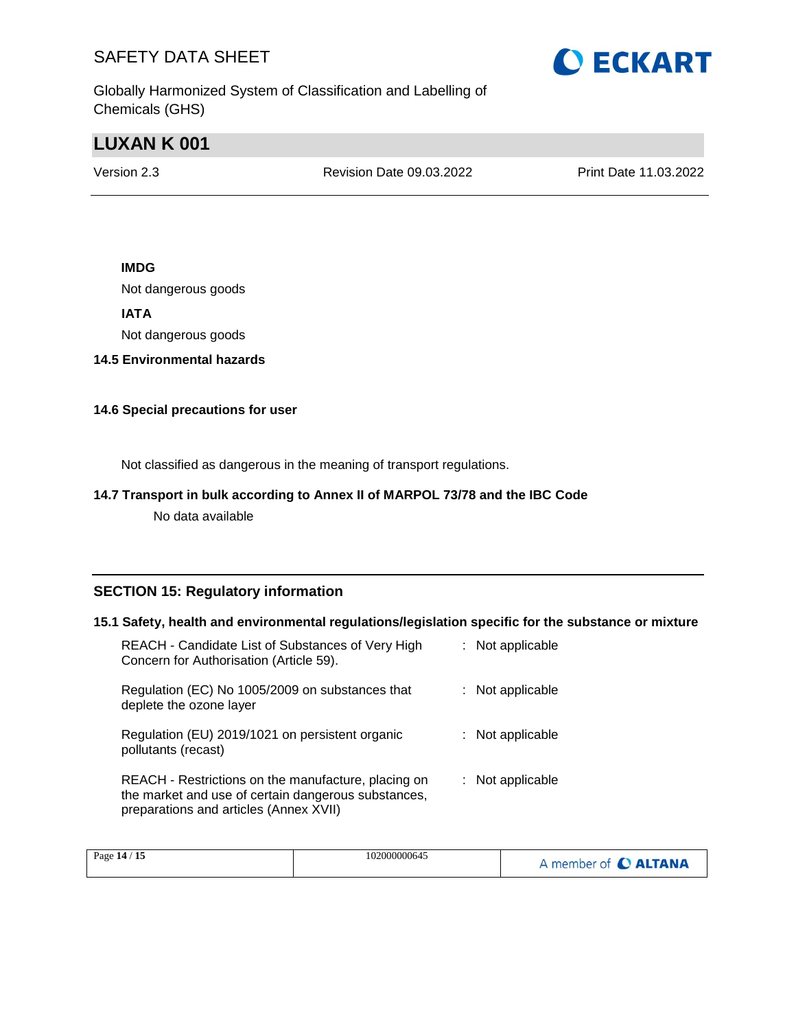**IMDG**

Not dangerous goods

**IATA**

Not dangerous goods

**14.5 Environmental hazards**

**14.6 Special precautions for user**

Not classified as dangerous in the meaning of transport regulations.

**14.7 Transport in bulk according to Annex II of MARPOL 73/78 and the IBC Code**

No data available

## SECTION 15: Regulatory information

**15.1 Safety, health and environmental regulations/legislation specific for the substance or mixture**

| | |
|---|---|
| REACH - Candidate List of Substances of Very High Concern for Authorisation (Article 59). | : Not applicable |
| Regulation (EC) No 1005/2009 on substances that deplete the ozone layer | : Not applicable |
| Regulation (EU) 2019/1021 on persistent organic pollutants (recast) | : Not applicable |
| REACH - Restrictions on the manufacture, placing on the market and use of certain dangerous substances, preparations and articles (Annex XVII) | : Not applicable |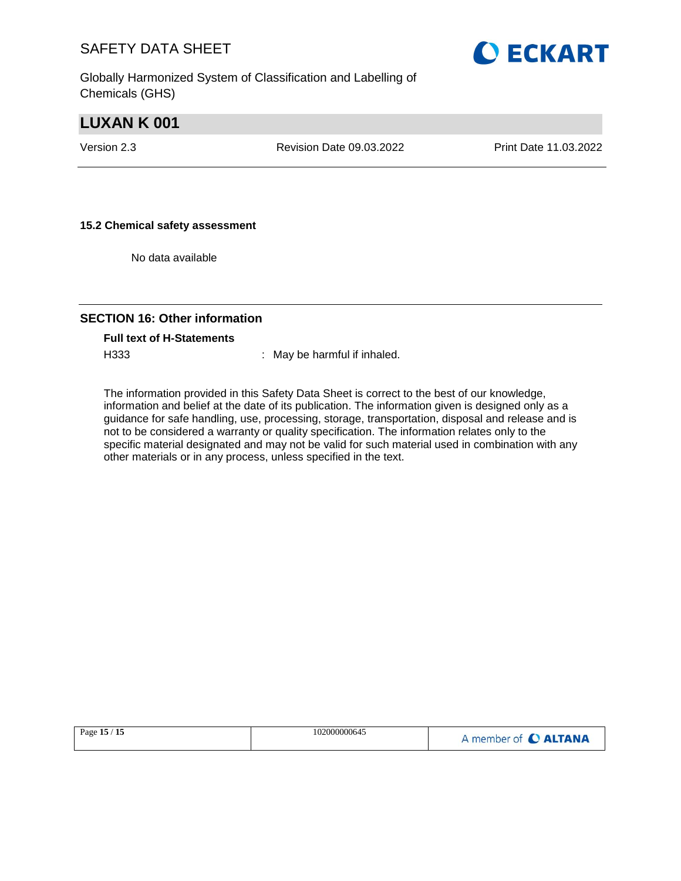### 15.2 Chemical safety assessment

No data available

## SECTION 16: Other information

**Full text of H-Statements**

H333 : May be harmful if inhaled.

The information provided in this Safety Data Sheet is correct to the best of our knowledge, information and belief at the date of its publication. The information given is designed only as a guidance for safe handling, use, processing, storage, transportation, disposal and release and is not to be considered a warranty or quality specification. The information relates only to the specific material designated and may not be valid for such material used in combination with any other materials or in any process, unless specified in the text.